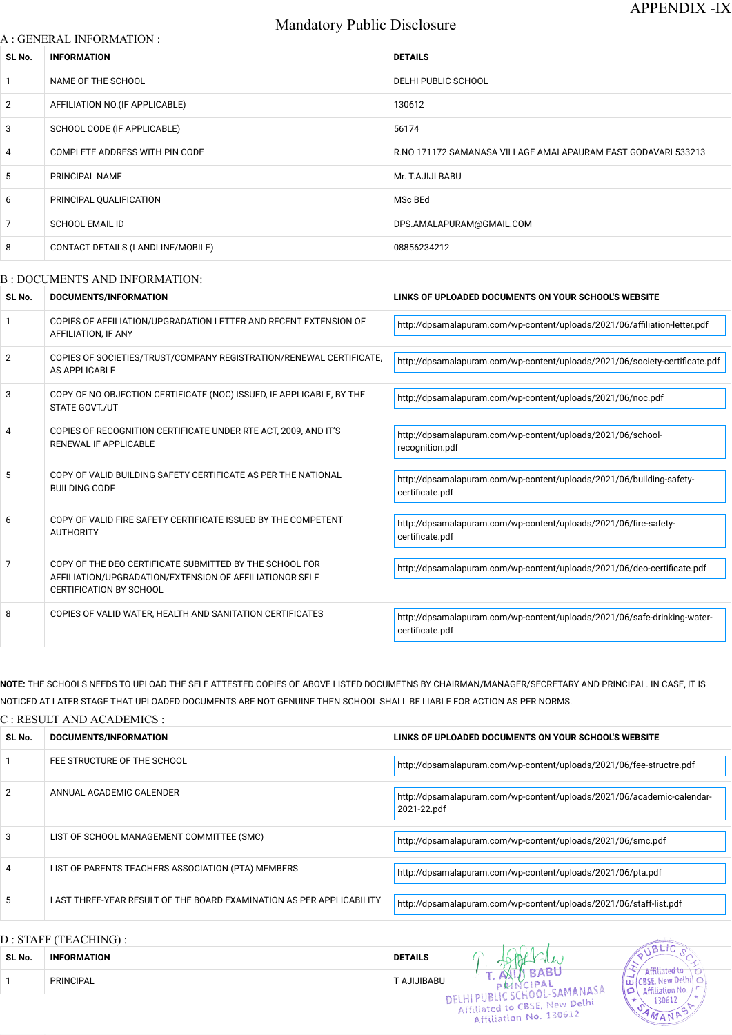APPENDIX -IX

# Mandatory Public Disclosure

## A : GENERAL INFORMATION :

| SL No. | INFORMATION | DETAILS |
|---|---|---|
| 1 | NAME OF THE SCHOOL | DELHI PUBLIC SCHOOL |
| 2 | AFFILIATION NO.(IF APPLICABLE) | 130612 |
| 3 | SCHOOL CODE (IF APPLICABLE) | 56174 |
| 4 | COMPLETE ADDRESS WITH PIN CODE | R.NO 171172 SAMANASA VILLAGE AMALAPAURAM EAST GODAVARI 533213 |
| 5 | PRINCIPAL NAME | Mr. T.AJIJI BABU |
| 6 | PRINCIPAL QUALIFICATION | MSc BEd |
| 7 | SCHOOL EMAIL ID | DPS.AMALAPURAM@GMAIL.COM |
| 8 | CONTACT DETAILS (LANDLINE/MOBILE) | 08856234212 |

## B : DOCUMENTS AND INFORMATION:

| SL No. | DOCUMENTS/INFORMATION | LINKS OF UPLOADED DOCUMENTS ON YOUR SCHOOL'S WEBSITE |
|---|---|---|
| 1 | COPIES OF AFFILIATION/UPGRADATION LETTER AND RECENT EXTENSION OF AFFILIATION, IF ANY | http://dpsamalapuram.com/wp-content/uploads/2021/06/affiliation-letter.pdf |
| 2 | COPIES OF SOCIETIES/TRUST/COMPANY REGISTRATION/RENEWAL CERTIFICATE, AS APPLICABLE | http://dpsamalapuram.com/wp-content/uploads/2021/06/society-certificate.pdf |
| 3 | COPY OF NO OBJECTION CERTIFICATE (NOC) ISSUED, IF APPLICABLE, BY THE STATE GOVT./UT | http://dpsamalapuram.com/wp-content/uploads/2021/06/noc.pdf |
| 4 | COPIES OF RECOGNITION CERTIFICATE UNDER RTE ACT, 2009, AND IT'S RENEWAL IF APPLICABLE | http://dpsamalapuram.com/wp-content/uploads/2021/06/school-recognition.pdf |
| 5 | COPY OF VALID BUILDING SAFETY CERTIFICATE AS PER THE NATIONAL BUILDING CODE | http://dpsamalapuram.com/wp-content/uploads/2021/06/building-safety-certificate.pdf |
| 6 | COPY OF VALID FIRE SAFETY CERTIFICATE ISSUED BY THE COMPETENT AUTHORITY | http://dpsamalapuram.com/wp-content/uploads/2021/06/fire-safety-certificate.pdf |
| 7 | COPY OF THE DEO CERTIFICATE SUBMITTED BY THE SCHOOL FOR AFFILIATION/UPGRADATION/EXTENSION OF AFFILIATIONOR SELF CERTIFICATION BY SCHOOL | http://dpsamalapuram.com/wp-content/uploads/2021/06/deo-certificate.pdf |
| 8 | COPIES OF VALID WATER, HEALTH AND SANITATION CERTIFICATES | http://dpsamalapuram.com/wp-content/uploads/2021/06/safe-drinking-water-certificate.pdf |

**NOTE:** THE SCHOOLS NEEDS TO UPLOAD THE SELF ATTESTED COPIES OF ABOVE LISTED DOCUMETNS BY CHAIRMAN/MANAGER/SECRETARY AND PRINCIPAL. IN CASE, IT IS NOTICED AT LATER STAGE THAT UPLOADED DOCUMENTS ARE NOT GENUINE THEN SCHOOL SHALL BE LIABLE FOR ACTION AS PER NORMS.

## C : RESULT AND ACADEMICS :

| SL No. | DOCUMENTS/INFORMATION | LINKS OF UPLOADED DOCUMENTS ON YOUR SCHOOL'S WEBSITE |
|---|---|---|
| 1 | FEE STRUCTURE OF THE SCHOOL | http://dpsamalapuram.com/wp-content/uploads/2021/06/fee-structre.pdf |
| 2 | ANNUAL ACADEMIC CALENDER | http://dpsamalapuram.com/wp-content/uploads/2021/06/academic-calendar-2021-22.pdf |
| 3 | LIST OF SCHOOL MANAGEMENT COMMITTEE (SMC) | http://dpsamalapuram.com/wp-content/uploads/2021/06/smc.pdf |
| 4 | LIST OF PARENTS TEACHERS ASSOCIATION (PTA) MEMBERS | http://dpsamalapuram.com/wp-content/uploads/2021/06/pta.pdf |
| 5 | LAST THREE-YEAR RESULT OF THE BOARD EXAMINATION AS PER APPLICABILITY | http://dpsamalapuram.com/wp-content/uploads/2021/06/staff-list.pdf |

## D : STAFF (TEACHING) :

| SL No. | INFORMATION | DETAILS |
|---|---|---|
| 1 | PRINCIPAL | T AJIJIBABU |

T. AJIJI BABU
PRINCIPAL
DELHI PUBLIC SCHOOL-SAMANASA
Affiliated to CBSE, New Delhi
Affiliation No. 130612

DELHI PUBLIC SCHOOL SAMANASA
Affiliated to CBSE, New Delhi
Affiliation No. 130612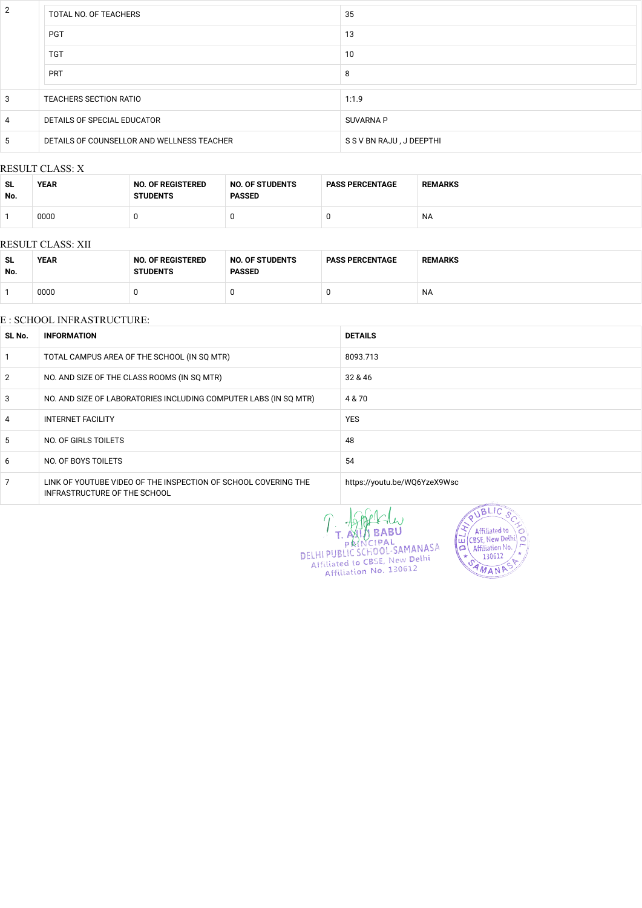| | | |
|---|---|---|
| 2 | TOTAL NO. OF TEACHERS | 35 |
| | PGT | 13 |
| | TGT | 10 |
| | PRT | 8 |
| 3 | TEACHERS SECTION RATIO | 1:1.9 |
| 4 | DETAILS OF SPECIAL EDUCATOR | SUVARNA P |
| 5 | DETAILS OF COUNSELLOR AND WELLNESS TEACHER | S S V BN RAJU , J DEEPTHI |

RESULT CLASS: X

| SL No. | YEAR | NO. OF REGISTERED STUDENTS | NO. OF STUDENTS PASSED | PASS PERCENTAGE | REMARKS |
|---|---|---|---|---|---|
| 1 | 0000 | 0 | 0 | 0 | NA |

RESULT CLASS: XII

| SL No. | YEAR | NO. OF REGISTERED STUDENTS | NO. OF STUDENTS PASSED | PASS PERCENTAGE | REMARKS |
|---|---|---|---|---|---|
| 1 | 0000 | 0 | 0 | 0 | NA |

E : SCHOOL INFRASTRUCTURE:

| SL No. | INFORMATION | DETAILS |
|---|---|---|
| 1 | TOTAL CAMPUS AREA OF THE SCHOOL (IN SQ MTR) | 8093.713 |
| 2 | NO. AND SIZE OF THE CLASS ROOMS (IN SQ MTR) | 32 & 46 |
| 3 | NO. AND SIZE OF LABORATORIES INCLUDING COMPUTER LABS (IN SQ MTR) | 4 & 70 |
| 4 | INTERNET FACILITY | YES |
| 5 | NO. OF GIRLS TOILETS | 48 |
| 6 | NO. OF BOYS TOILETS | 54 |
| 7 | LINK OF YOUTUBE VIDEO OF THE INSPECTION OF SCHOOL COVERING THE INFRASTRUCTURE OF THE SCHOOL | https://youtu.be/WQ6YzeX9Wsc |

T. ANIL BABU
PRINCIPAL
DELHI PUBLIC SCHOOL-SAMANASA
Affiliated to CBSE, New Delhi
Affiliation No. 130612

DELHI PUBLIC SCHOOL SAMANASA
Affiliated to CBSE, New Delhi
Affiliation No. 130612